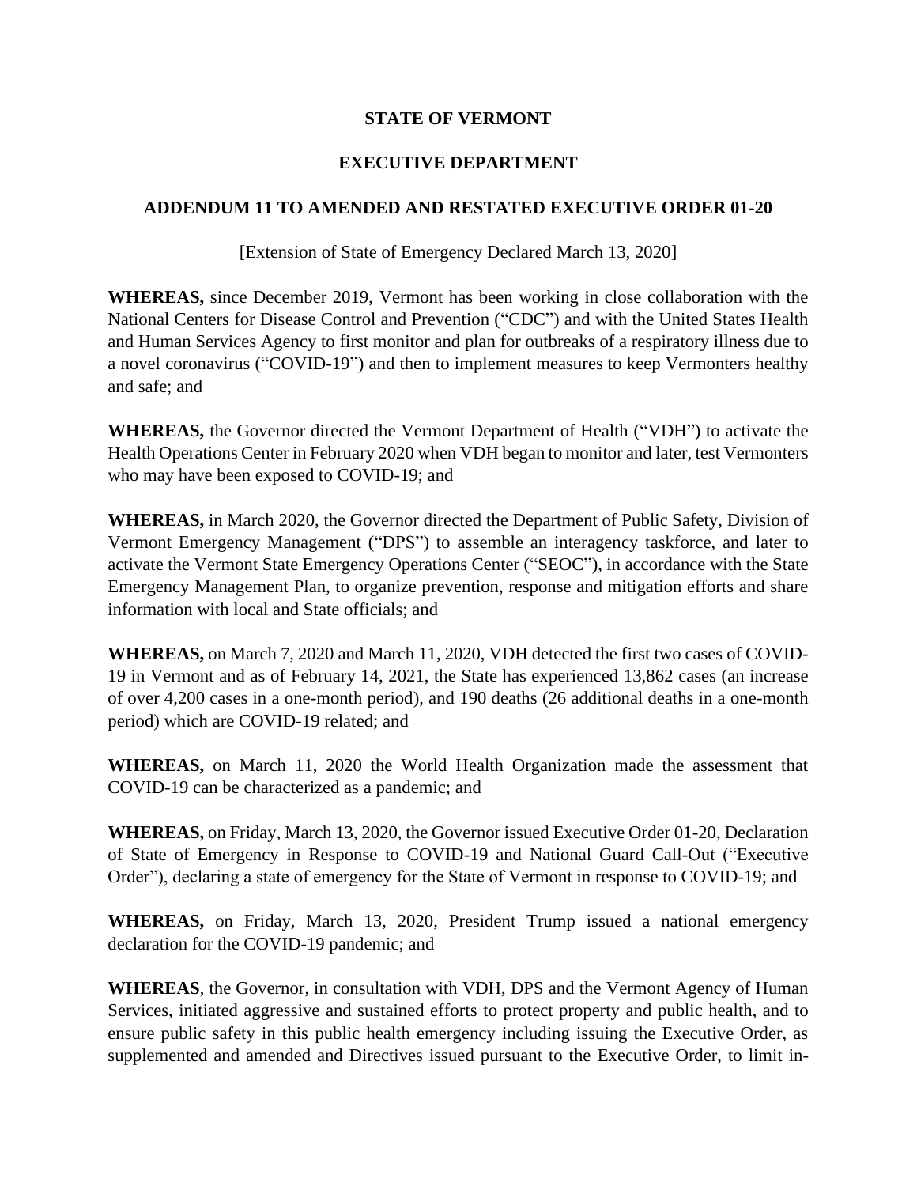**STATE OF VERMONT**

**EXECUTIVE DEPARTMENT**

**ADDENDUM 11 TO AMENDED AND RESTATED EXECUTIVE ORDER 01-20**

[Extension of State of Emergency Declared March 13, 2020]

**WHEREAS,** since December 2019, Vermont has been working in close collaboration with the National Centers for Disease Control and Prevention ("CDC") and with the United States Health and Human Services Agency to first monitor and plan for outbreaks of a respiratory illness due to a novel coronavirus ("COVID-19") and then to implement measures to keep Vermonters healthy and safe; and

**WHEREAS,** the Governor directed the Vermont Department of Health ("VDH") to activate the Health Operations Center in February 2020 when VDH began to monitor and later, test Vermonters who may have been exposed to COVID-19; and

**WHEREAS,** in March 2020, the Governor directed the Department of Public Safety, Division of Vermont Emergency Management ("DPS") to assemble an interagency taskforce, and later to activate the Vermont State Emergency Operations Center ("SEOC"), in accordance with the State Emergency Management Plan, to organize prevention, response and mitigation efforts and share information with local and State officials; and

**WHEREAS,** on March 7, 2020 and March 11, 2020, VDH detected the first two cases of COVID-19 in Vermont and as of February 14, 2021, the State has experienced 13,862 cases (an increase of over 4,200 cases in a one-month period), and 190 deaths (26 additional deaths in a one-month period) which are COVID-19 related; and

**WHEREAS,** on March 11, 2020 the World Health Organization made the assessment that COVID-19 can be characterized as a pandemic; and

**WHEREAS,** on Friday, March 13, 2020, the Governor issued Executive Order 01-20, Declaration of State of Emergency in Response to COVID-19 and National Guard Call-Out ("Executive Order"), declaring a state of emergency for the State of Vermont in response to COVID-19; and

**WHEREAS,** on Friday, March 13, 2020, President Trump issued a national emergency declaration for the COVID-19 pandemic; and

**WHEREAS**, the Governor, in consultation with VDH, DPS and the Vermont Agency of Human Services, initiated aggressive and sustained efforts to protect property and public health, and to ensure public safety in this public health emergency including issuing the Executive Order, as supplemented and amended and Directives issued pursuant to the Executive Order, to limit in-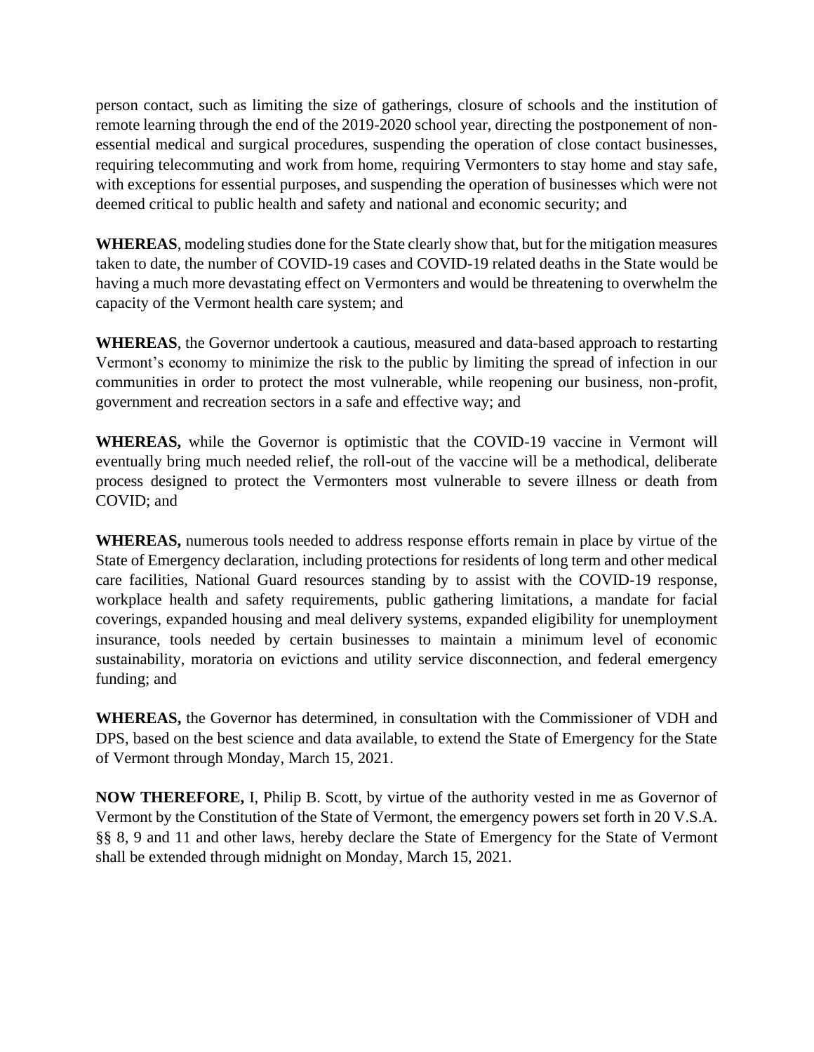person contact, such as limiting the size of gatherings, closure of schools and the institution of remote learning through the end of the 2019-2020 school year, directing the postponement of non-essential medical and surgical procedures, suspending the operation of close contact businesses, requiring telecommuting and work from home, requiring Vermonters to stay home and stay safe, with exceptions for essential purposes, and suspending the operation of businesses which were not deemed critical to public health and safety and national and economic security; and

**WHEREAS**, modeling studies done for the State clearly show that, but for the mitigation measures taken to date, the number of COVID-19 cases and COVID-19 related deaths in the State would be having a much more devastating effect on Vermonters and would be threatening to overwhelm the capacity of the Vermont health care system; and

**WHEREAS**, the Governor undertook a cautious, measured and data-based approach to restarting Vermont's economy to minimize the risk to the public by limiting the spread of infection in our communities in order to protect the most vulnerable, while reopening our business, non-profit, government and recreation sectors in a safe and effective way; and

**WHEREAS,** while the Governor is optimistic that the COVID-19 vaccine in Vermont will eventually bring much needed relief, the roll-out of the vaccine will be a methodical, deliberate process designed to protect the Vermonters most vulnerable to severe illness or death from COVID; and

**WHEREAS,** numerous tools needed to address response efforts remain in place by virtue of the State of Emergency declaration, including protections for residents of long term and other medical care facilities, National Guard resources standing by to assist with the COVID-19 response, workplace health and safety requirements, public gathering limitations, a mandate for facial coverings, expanded housing and meal delivery systems, expanded eligibility for unemployment insurance, tools needed by certain businesses to maintain a minimum level of economic sustainability, moratoria on evictions and utility service disconnection, and federal emergency funding; and

**WHEREAS,** the Governor has determined, in consultation with the Commissioner of VDH and DPS, based on the best science and data available, to extend the State of Emergency for the State of Vermont through Monday, March 15, 2021.

**NOW THEREFORE,** I, Philip B. Scott, by virtue of the authority vested in me as Governor of Vermont by the Constitution of the State of Vermont, the emergency powers set forth in 20 V.S.A. §§ 8, 9 and 11 and other laws, hereby declare the State of Emergency for the State of Vermont shall be extended through midnight on Monday, March 15, 2021.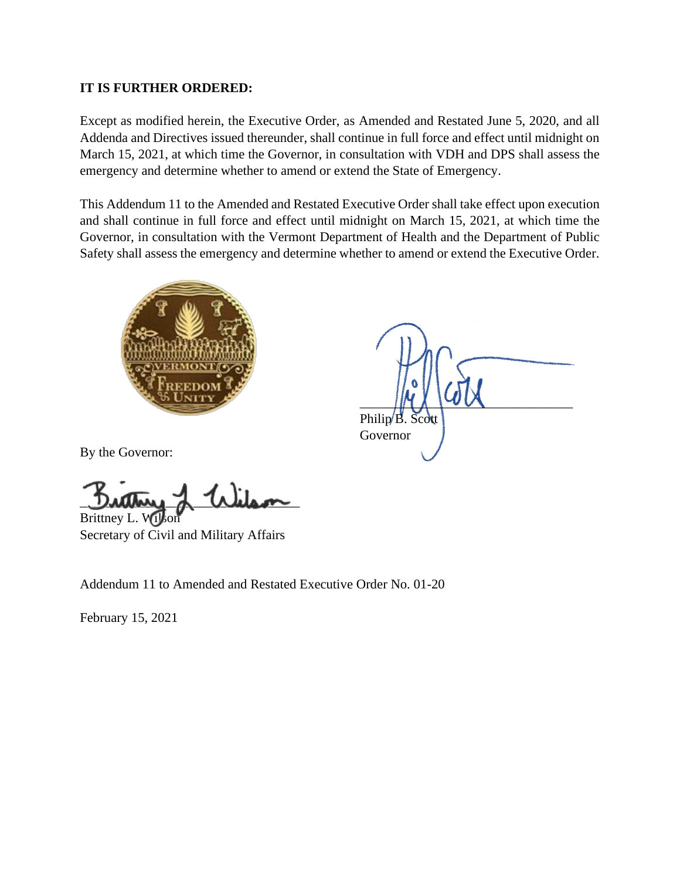**IT IS FURTHER ORDERED:**

Except as modified herein, the Executive Order, as Amended and Restated June 5, 2020, and all Addenda and Directives issued thereunder, shall continue in full force and effect until midnight on March 15, 2021, at which time the Governor, in consultation with VDH and DPS shall assess the emergency and determine whether to amend or extend the State of Emergency.

This Addendum 11 to the Amended and Restated Executive Order shall take effect upon execution and shall continue in full force and effect until midnight on March 15, 2021, at which time the Governor, in consultation with the Vermont Department of Health and the Department of Public Safety shall assess the emergency and determine whether to amend or extend the Executive Order.

Philip B. Scott
Governor

By the Governor:

Brittney L. Wilson
Secretary of Civil and Military Affairs

Addendum 11 to Amended and Restated Executive Order No. 01-20

February 15, 2021